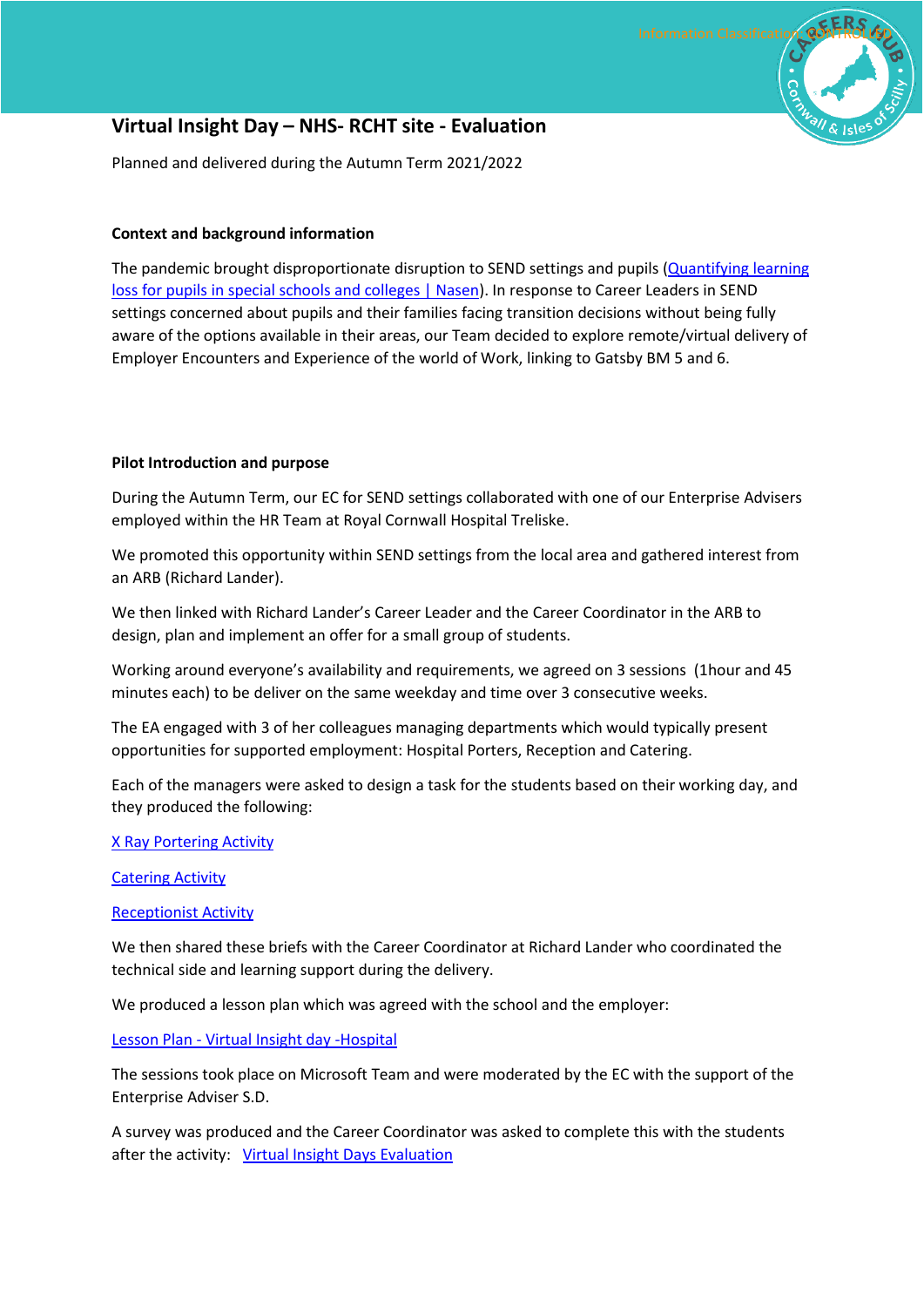# Virtual Insight Day – NHS- RCHT site - Evaluation

Planned and delivered during the Autumn Term 2021/2022

### Context and background information

The pandemic brought disproportionate disruption to SEND settings and pupils (Quantifying learning loss for pupils in special schools and colleges | Nasen). In response to Career Leaders in SEND settings concerned about pupils and their families facing transition decisions without being fully aware of the options available in their areas, our Team decided to explore remote/virtual delivery of Employer Encounters and Experience of the world of Work, linking to Gatsby BM 5 and 6.

### Pilot Introduction and purpose

During the Autumn Term, our EC for SEND settings collaborated with one of our Enterprise Advisers employed within the HR Team at Royal Cornwall Hospital Treliske.

We promoted this opportunity within SEND settings from the local area and gathered interest from an ARB (Richard Lander).

We then linked with Richard Lander's Career Leader and the Career Coordinator in the ARB to design, plan and implement an offer for a small group of students.

Working around everyone's availability and requirements, we agreed on 3 sessions (1hour and 45 minutes each) to be deliver on the same weekday and time over 3 consecutive weeks.

The EA engaged with 3 of her colleagues managing departments which would typically present opportunities for supported employment: Hospital Porters, Reception and Catering.

Each of the managers were asked to design a task for the students based on their working day, and they produced the following:

X Ray Portering Activity

Catering Activity

Receptionist Activity

We then shared these briefs with the Career Coordinator at Richard Lander who coordinated the technical side and learning support during the delivery.

We produced a lesson plan which was agreed with the school and the employer:

Lesson Plan - Virtual Insight day -Hospital

The sessions took place on Microsoft Team and were moderated by the EC with the support of the Enterprise Adviser S.D.

A survey was produced and the Career Coordinator was asked to complete this with the students after the activity: Virtual Insight Days Evaluation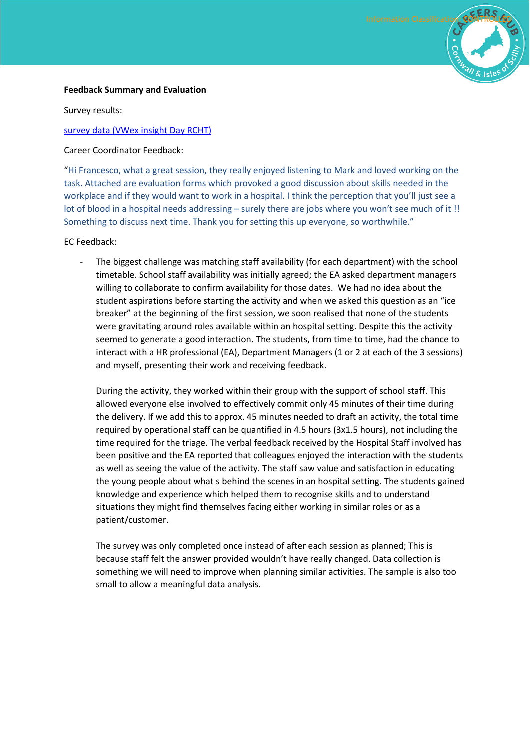**Feedback Summary and Evaluation**

Survey results:

[survey data (VWex insight Day RCHT)]

Career Coordinator Feedback:

"Hi Francesco, what a great session, they really enjoyed listening to Mark and loved working on the task. Attached are evaluation forms which provoked a good discussion about skills needed in the workplace and if they would want to work in a hospital. I think the perception that you'll just see a lot of blood in a hospital needs addressing – surely there are jobs where you won't see much of it !! Something to discuss next time. Thank you for setting this up everyone, so worthwhile."

EC Feedback:

- The biggest challenge was matching staff availability (for each department) with the school timetable. School staff availability was initially agreed; the EA asked department managers willing to collaborate to confirm availability for those dates. We had no idea about the student aspirations before starting the activity and when we asked this question as an "ice breaker" at the beginning of the first session, we soon realised that none of the students were gravitating around roles available within an hospital setting. Despite this the activity seemed to generate a good interaction. The students, from time to time, had the chance to interact with a HR professional (EA), Department Managers (1 or 2 at each of the 3 sessions) and myself, presenting their work and receiving feedback.

  During the activity, they worked within their group with the support of school staff. This allowed everyone else involved to effectively commit only 45 minutes of their time during the delivery. If we add this to approx. 45 minutes needed to draft an activity, the total time required by operational staff can be quantified in 4.5 hours (3x1.5 hours), not including the time required for the triage. The verbal feedback received by the Hospital Staff involved has been positive and the EA reported that colleagues enjoyed the interaction with the students as well as seeing the value of the activity. The staff saw value and satisfaction in educating the young people about what s behind the scenes in an hospital setting. The students gained knowledge and experience which helped them to recognise skills and to understand situations they might find themselves facing either working in similar roles or as a patient/customer.

  The survey was only completed once instead of after each session as planned; This is because staff felt the answer provided wouldn't have really changed. Data collection is something we will need to improve when planning similar activities. The sample is also too small to allow a meaningful data analysis.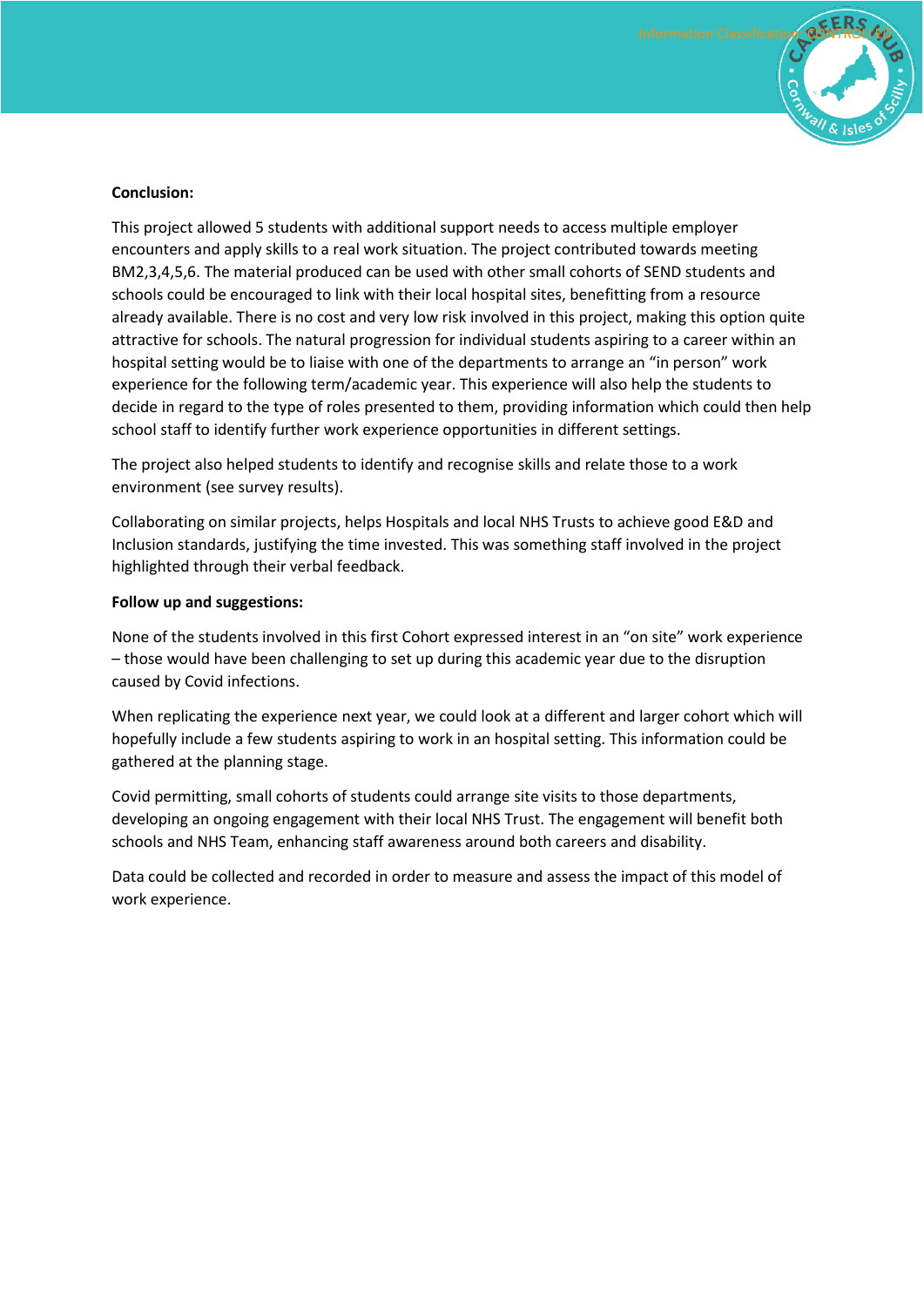**Conclusion:**

This project allowed 5 students with additional support needs to access multiple employer encounters and apply skills to a real work situation. The project contributed towards meeting BM2,3,4,5,6. The material produced can be used with other small cohorts of SEND students and schools could be encouraged to link with their local hospital sites, benefitting from a resource already available. There is no cost and very low risk involved in this project, making this option quite attractive for schools. The natural progression for individual students aspiring to a career within an hospital setting would be to liaise with one of the departments to arrange an "in person" work experience for the following term/academic year. This experience will also help the students to decide in regard to the type of roles presented to them, providing information which could then help school staff to identify further work experience opportunities in different settings.

The project also helped students to identify and recognise skills and relate those to a work environment (see survey results).

Collaborating on similar projects, helps Hospitals and local NHS Trusts to achieve good E&D and Inclusion standards, justifying the time invested. This was something staff involved in the project highlighted through their verbal feedback.

**Follow up and suggestions:**

None of the students involved in this first Cohort expressed interest in an "on site" work experience – those would have been challenging to set up during this academic year due to the disruption caused by Covid infections.

When replicating the experience next year, we could look at a different and larger cohort which will hopefully include a few students aspiring to work in an hospital setting. This information could be gathered at the planning stage.

Covid permitting, small cohorts of students could arrange site visits to those departments, developing an ongoing engagement with their local NHS Trust. The engagement will benefit both schools and NHS Team, enhancing staff awareness around both careers and disability.

Data could be collected and recorded in order to measure and assess the impact of this model of work experience.